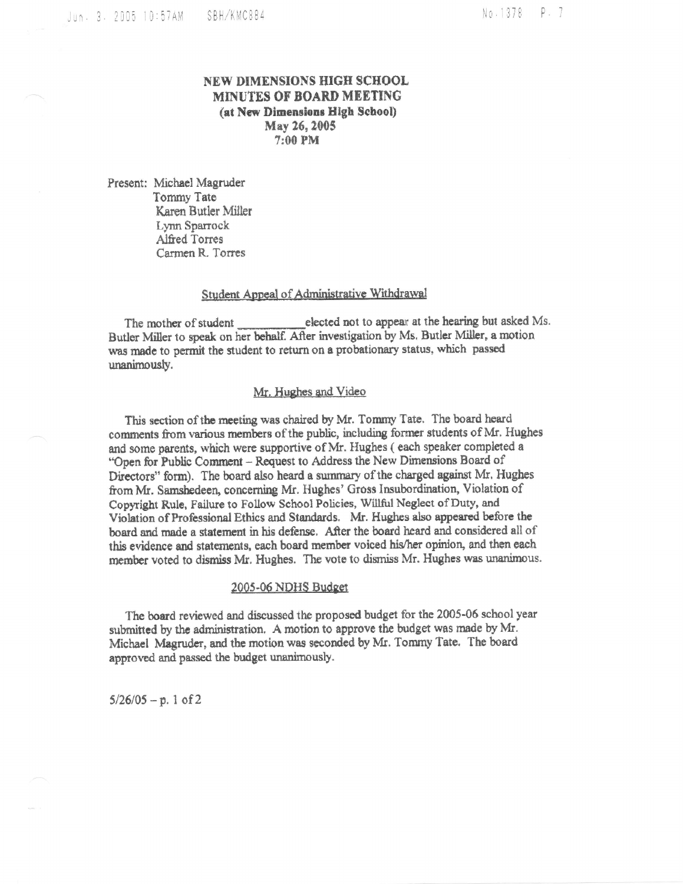# NEW DIMENSIONS HIGH SCHOOL
## MINUTES OF BOARD MEETING
**(at New Dimensions High School)**
**May 26, 2005**
**7:00 PM**

Present: Michael Magruder
Tommy Tate
Karen Butler Miller
Lynn Sparrock
Alfred Torres
Carmen R. Torres

### Student Appeal of Administrative Withdrawal

The mother of student __________ elected not to appear at the hearing but asked Ms. Butler Miller to speak on her behalf. After investigation by Ms. Butler Miller, a motion was made to permit the student to return on a probationary status, which passed unanimously.

### Mr. Hughes and Video

This section of the meeting was chaired by Mr. Tommy Tate. The board heard comments from various members of the public, including former students of Mr. Hughes and some parents, which were supportive of Mr. Hughes ( each speaker completed a "Open for Public Comment – Request to Address the New Dimensions Board of Directors" form). The board also heard a summary of the charged against Mr. Hughes from Mr. Samshedeen, concerning Mr. Hughes' Gross Insubordination, Violation of Copyright Rule, Failure to Follow School Policies, Willful Neglect of Duty, and Violation of Professional Ethics and Standards. Mr. Hughes also appeared before the board and made a statement in his defense. After the board heard and considered all of this evidence and statements, each board member voiced his/her opinion, and then each member voted to dismiss Mr. Hughes. The vote to dismiss Mr. Hughes was unanimous.

### 2005-06 NDHS Budget

The board reviewed and discussed the proposed budget for the 2005-06 school year submitted by the administration. A motion to approve the budget was made by Mr. Michael Magruder, and the motion was seconded by Mr. Tommy Tate. The board approved and passed the budget unanimously.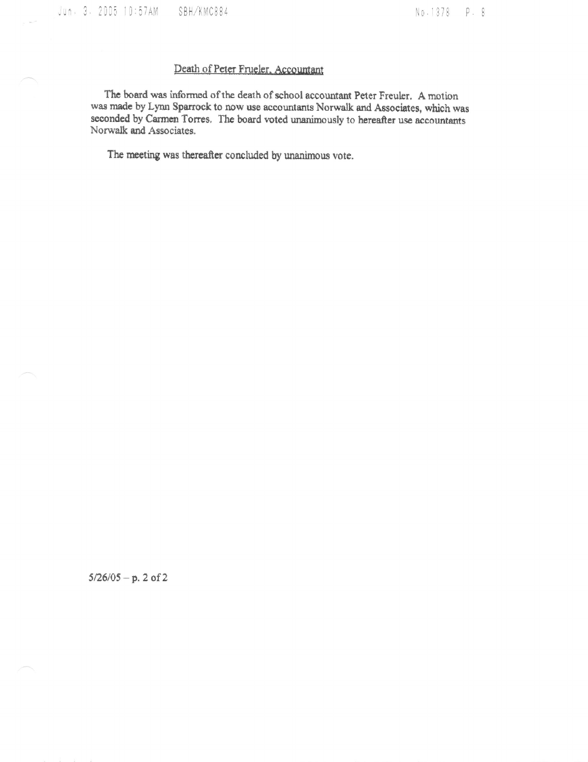## Death of Peter Frueler, Accountant

The board was informed of the death of school accountant Peter Freuler. A motion was made by Lynn Sparrock to now use accountants Norwalk and Associates, which was seconded by Carmen Torres. The board voted unanimously to hereafter use accountants Norwalk and Associates.

The meeting was thereafter concluded by unanimous vote.